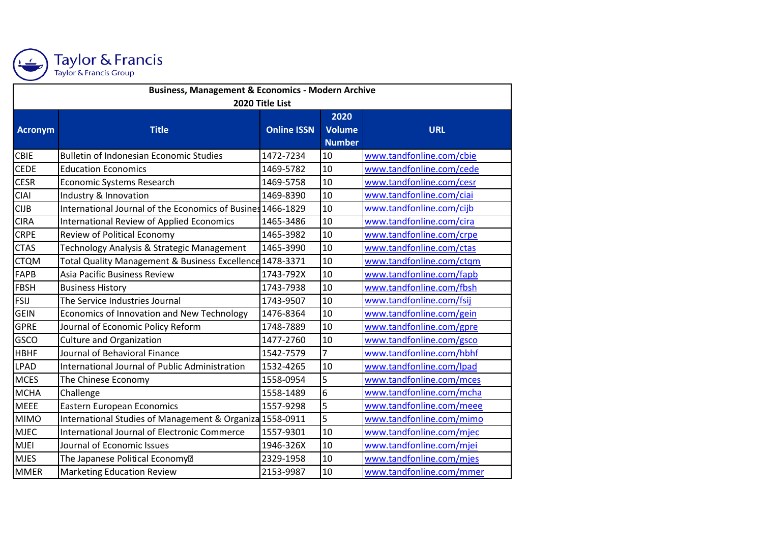Taylor & Francis
Taylor & Francis Group

| Business, Management & Economics - Modern Archive 2020 Title List | | | | |
|---|---|---|---|---|
| **Acronym** | **Title** | **Online ISSN** | **2020 Volume Number** | **URL** |
| CBIE | Bulletin of Indonesian Economic Studies | 1472-7234 | 10 | www.tandfonline.com/cbie |
| CEDE | Education Economics | 1469-5782 | 10 | www.tandfonline.com/cede |
| CESR | Economic Systems Research | 1469-5758 | 10 | www.tandfonline.com/cesr |
| CIAI | Industry & Innovation | 1469-8390 | 10 | www.tandfonline.com/ciai |
| CIJB | International Journal of the Economics of Busines | 1466-1829 | 10 | www.tandfonline.com/cijb |
| CIRA | International Review of Applied Economics | 1465-3486 | 10 | www.tandfonline.com/cira |
| CRPE | Review of Political Economy | 1465-3982 | 10 | www.tandfonline.com/crpe |
| CTAS | Technology Analysis & Strategic Management | 1465-3990 | 10 | www.tandfonline.com/ctas |
| CTQM | Total Quality Management & Business Excellence | 1478-3371 | 10 | www.tandfonline.com/ctqm |
| FAPB | Asia Pacific Business Review | 1743-792X | 10 | www.tandfonline.com/fapb |
| FBSH | Business History | 1743-7938 | 10 | www.tandfonline.com/fbsh |
| FSIJ | The Service Industries Journal | 1743-9507 | 10 | www.tandfonline.com/fsij |
| GEIN | Economics of Innovation and New Technology | 1476-8364 | 10 | www.tandfonline.com/gein |
| GPRE | Journal of Economic Policy Reform | 1748-7889 | 10 | www.tandfonline.com/gpre |
| GSCO | Culture and Organization | 1477-2760 | 10 | www.tandfonline.com/gsco |
| HBHF | Journal of Behavioral Finance | 1542-7579 | 7 | www.tandfonline.com/hbhf |
| LPAD | International Journal of Public Administration | 1532-4265 | 10 | www.tandfonline.com/lpad |
| MCES | The Chinese Economy | 1558-0954 | 5 | www.tandfonline.com/mces |
| MCHA | Challenge | 1558-1489 | 6 | www.tandfonline.com/mcha |
| MEEE | Eastern European Economics | 1557-9298 | 5 | www.tandfonline.com/meee |
| MIMO | International Studies of Management & Organiza | 1558-0911 | 5 | www.tandfonline.com/mimo |
| MJEC | International Journal of Electronic Commerce | 1557-9301 | 10 | www.tandfonline.com/mjec |
| MJEI | Journal of Economic Issues | 1946-326X | 10 | www.tandfonline.com/mjei |
| MJES | The Japanese Political Economy | 2329-1958 | 10 | www.tandfonline.com/mjes |
| MMER | Marketing Education Review | 2153-9987 | 10 | www.tandfonline.com/mmer |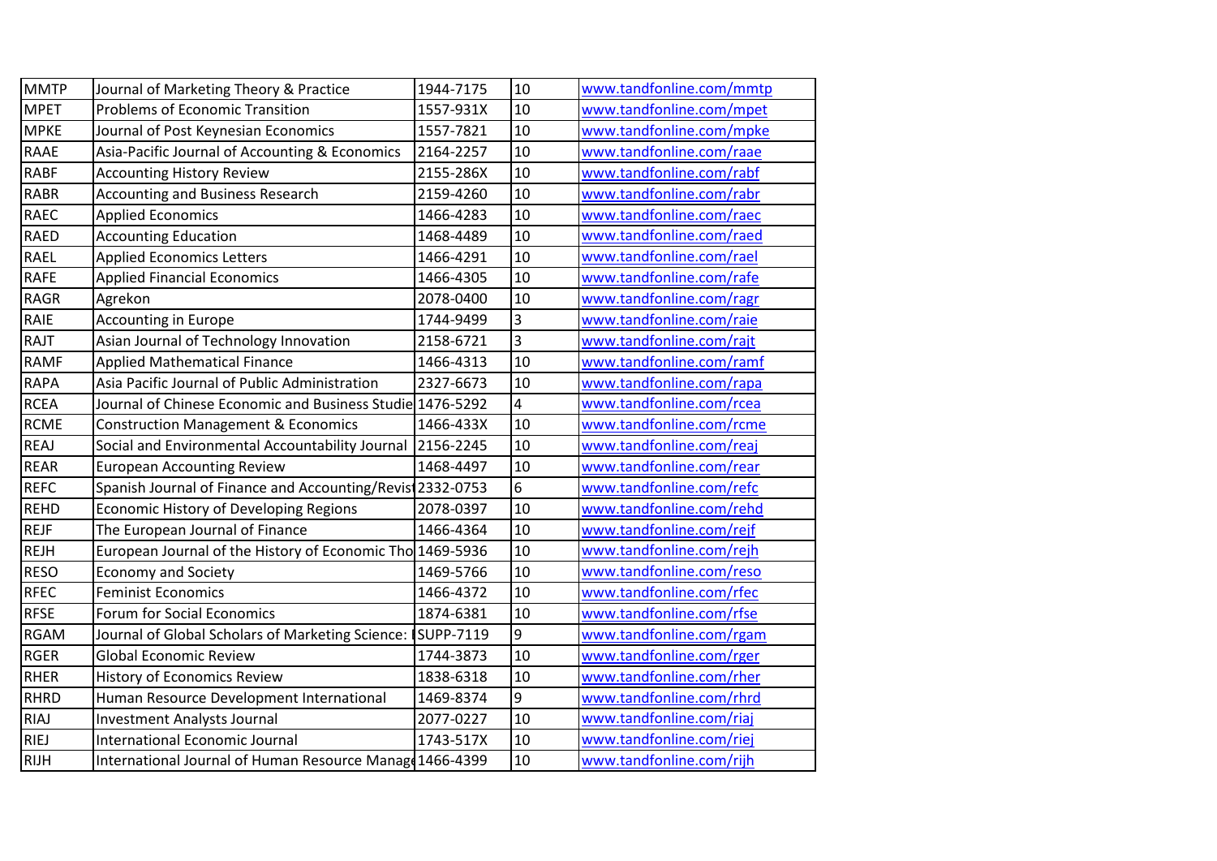| MMTP | Journal of Marketing Theory & Practice | 1944-7175 | 10 | www.tandfonline.com/mmtp |
|---|---|---|---|---|
| MPET | Problems of Economic Transition | 1557-931X | 10 | www.tandfonline.com/mpet |
| MPKE | Journal of Post Keynesian Economics | 1557-7821 | 10 | www.tandfonline.com/mpke |
| RAAE | Asia-Pacific Journal of Accounting & Economics | 2164-2257 | 10 | www.tandfonline.com/raae |
| RABF | Accounting History Review | 2155-286X | 10 | www.tandfonline.com/rabf |
| RABR | Accounting and Business Research | 2159-4260 | 10 | www.tandfonline.com/rabr |
| RAEC | Applied Economics | 1466-4283 | 10 | www.tandfonline.com/raec |
| RAED | Accounting Education | 1468-4489 | 10 | www.tandfonline.com/raed |
| RAEL | Applied Economics Letters | 1466-4291 | 10 | www.tandfonline.com/rael |
| RAFE | Applied Financial Economics | 1466-4305 | 10 | www.tandfonline.com/rafe |
| RAGR | Agrekon | 2078-0400 | 10 | www.tandfonline.com/ragr |
| RAIE | Accounting in Europe | 1744-9499 | 3 | www.tandfonline.com/raie |
| RAJT | Asian Journal of Technology Innovation | 2158-6721 | 3 | www.tandfonline.com/rajt |
| RAMF | Applied Mathematical Finance | 1466-4313 | 10 | www.tandfonline.com/ramf |
| RAPA | Asia Pacific Journal of Public Administration | 2327-6673 | 10 | www.tandfonline.com/rapa |
| RCEA | Journal of Chinese Economic and Business Studie | 1476-5292 | 4 | www.tandfonline.com/rcea |
| RCME | Construction Management & Economics | 1466-433X | 10 | www.tandfonline.com/rcme |
| REAJ | Social and Environmental Accountability Journal | 2156-2245 | 10 | www.tandfonline.com/reaj |
| REAR | European Accounting Review | 1468-4497 | 10 | www.tandfonline.com/rear |
| REFC | Spanish Journal of Finance and Accounting/Revist | 2332-0753 | 6 | www.tandfonline.com/refc |
| REHD | Economic History of Developing Regions | 2078-0397 | 10 | www.tandfonline.com/rehd |
| REJF | The European Journal of Finance | 1466-4364 | 10 | www.tandfonline.com/rejf |
| REJH | European Journal of the History of Economic Tho | 1469-5936 | 10 | www.tandfonline.com/rejh |
| RESO | Economy and Society | 1469-5766 | 10 | www.tandfonline.com/reso |
| RFEC | Feminist Economics | 1466-4372 | 10 | www.tandfonline.com/rfec |
| RFSE | Forum for Social Economics | 1874-6381 | 10 | www.tandfonline.com/rfse |
| RGAM | Journal of Global Scholars of Marketing Science: I | SUPP-7119 | 9 | www.tandfonline.com/rgam |
| RGER | Global Economic Review | 1744-3873 | 10 | www.tandfonline.com/rger |
| RHER | History of Economics Review | 1838-6318 | 10 | www.tandfonline.com/rher |
| RHRD | Human Resource Development International | 1469-8374 | 9 | www.tandfonline.com/rhrd |
| RIAJ | Investment Analysts Journal | 2077-0227 | 10 | www.tandfonline.com/riaj |
| RIEJ | International Economic Journal | 1743-517X | 10 | www.tandfonline.com/riej |
| RIJH | International Journal of Human Resource Manage | 1466-4399 | 10 | www.tandfonline.com/rijh |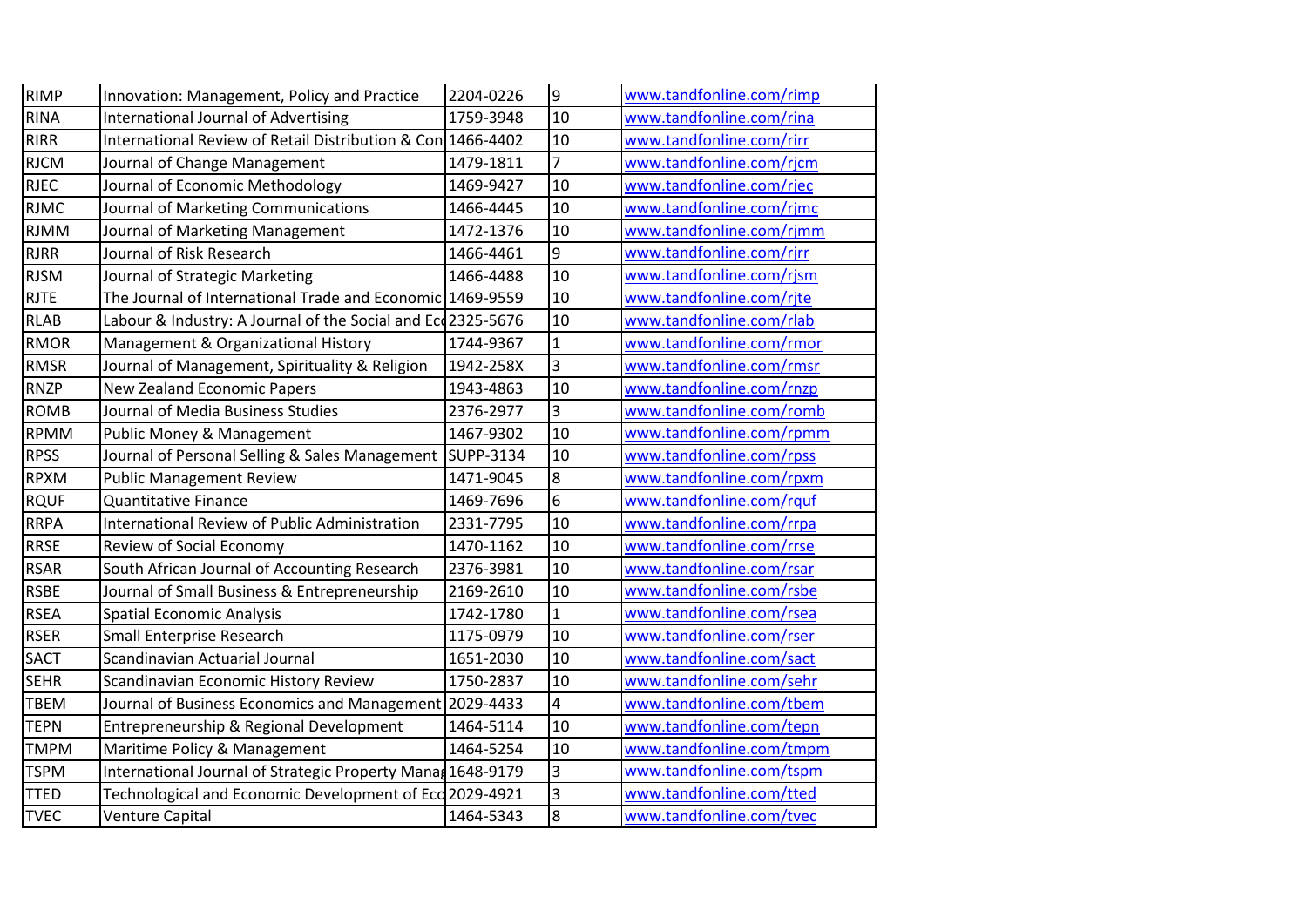| | | | | |
|---|---|---|---|---|
| RIMP | Innovation: Management, Policy and Practice | 2204-0226 | 9 | www.tandfonline.com/rimp |
| RINA | International Journal of Advertising | 1759-3948 | 10 | www.tandfonline.com/rina |
| RIRR | International Review of Retail Distribution & Con | 1466-4402 | 10 | www.tandfonline.com/rirr |
| RJCM | Journal of Change Management | 1479-1811 | 7 | www.tandfonline.com/rjcm |
| RJEC | Journal of Economic Methodology | 1469-9427 | 10 | www.tandfonline.com/rjec |
| RJMC | Journal of Marketing Communications | 1466-4445 | 10 | www.tandfonline.com/rjmc |
| RJMM | Journal of Marketing Management | 1472-1376 | 10 | www.tandfonline.com/rjmm |
| RJRR | Journal of Risk Research | 1466-4461 | 9 | www.tandfonline.com/rjrr |
| RJSM | Journal of Strategic Marketing | 1466-4488 | 10 | www.tandfonline.com/rjsm |
| RJTE | The Journal of International Trade and Economic | 1469-9559 | 10 | www.tandfonline.com/rjte |
| RLAB | Labour & Industry: A Journal of the Social and Ec | 2325-5676 | 10 | www.tandfonline.com/rlab |
| RMOR | Management & Organizational History | 1744-9367 | 1 | www.tandfonline.com/rmor |
| RMSR | Journal of Management, Spirituality & Religion | 1942-258X | 3 | www.tandfonline.com/rmsr |
| RNZP | New Zealand Economic Papers | 1943-4863 | 10 | www.tandfonline.com/rnzp |
| ROMB | Journal of Media Business Studies | 2376-2977 | 3 | www.tandfonline.com/romb |
| RPMM | Public Money & Management | 1467-9302 | 10 | www.tandfonline.com/rpmm |
| RPSS | Journal of Personal Selling & Sales Management | SUPP-3134 | 10 | www.tandfonline.com/rpss |
| RPXM | Public Management Review | 1471-9045 | 8 | www.tandfonline.com/rpxm |
| RQUF | Quantitative Finance | 1469-7696 | 6 | www.tandfonline.com/rquf |
| RRPA | International Review of Public Administration | 2331-7795 | 10 | www.tandfonline.com/rrpa |
| RRSE | Review of Social Economy | 1470-1162 | 10 | www.tandfonline.com/rrse |
| RSAR | South African Journal of Accounting Research | 2376-3981 | 10 | www.tandfonline.com/rsar |
| RSBE | Journal of Small Business & Entrepreneurship | 2169-2610 | 10 | www.tandfonline.com/rsbe |
| RSEA | Spatial Economic Analysis | 1742-1780 | 1 | www.tandfonline.com/rsea |
| RSER | Small Enterprise Research | 1175-0979 | 10 | www.tandfonline.com/rser |
| SACT | Scandinavian Actuarial Journal | 1651-2030 | 10 | www.tandfonline.com/sact |
| SEHR | Scandinavian Economic History Review | 1750-2837 | 10 | www.tandfonline.com/sehr |
| TBEM | Journal of Business Economics and Management | 2029-4433 | 4 | www.tandfonline.com/tbem |
| TEPN | Entrepreneurship & Regional Development | 1464-5114 | 10 | www.tandfonline.com/tepn |
| TMPM | Maritime Policy & Management | 1464-5254 | 10 | www.tandfonline.com/tmpm |
| TSPM | International Journal of Strategic Property Manag | 1648-9179 | 3 | www.tandfonline.com/tspm |
| TTED | Technological and Economic Development of Eco | 2029-4921 | 3 | www.tandfonline.com/tted |
| TVEC | Venture Capital | 1464-5343 | 8 | www.tandfonline.com/tvec |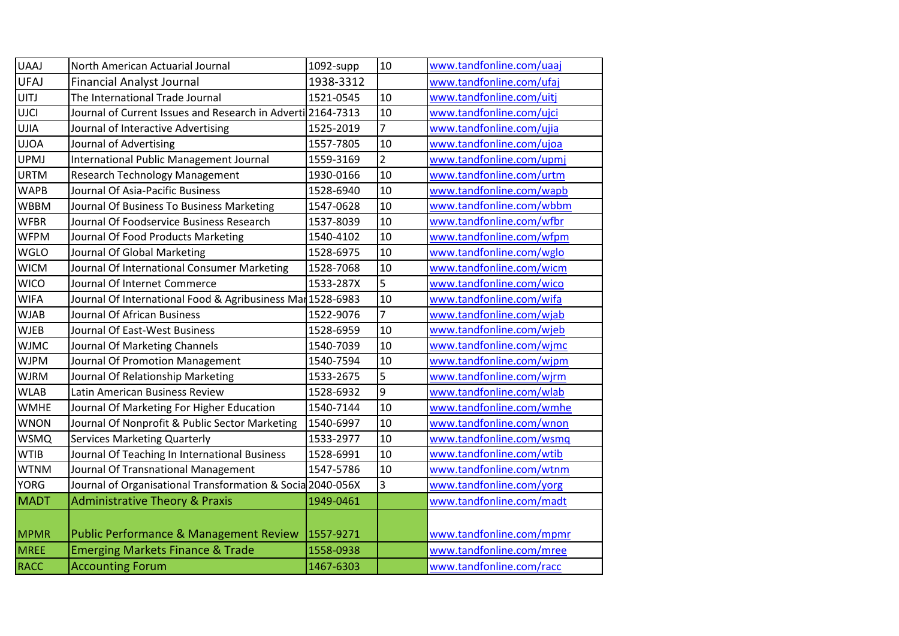| | | | | |
|---|---|---|---|---|
| UAAJ | North American Actuarial Journal | 1092-supp | 10 | www.tandfonline.com/uaaj |
| UFAJ | Financial Analyst Journal | 1938-3312 | | www.tandfonline.com/ufaj |
| UITJ | The International Trade Journal | 1521-0545 | 10 | www.tandfonline.com/uitj |
| UJCI | Journal of Current Issues and Research in Adverti | 2164-7313 | 10 | www.tandfonline.com/ujci |
| UJIA | Journal of Interactive Advertising | 1525-2019 | 7 | www.tandfonline.com/ujia |
| UJOA | Journal of Advertising | 1557-7805 | 10 | www.tandfonline.com/ujoa |
| UPMJ | International Public Management Journal | 1559-3169 | 2 | www.tandfonline.com/upmj |
| URTM | Research Technology Management | 1930-0166 | 10 | www.tandfonline.com/urtm |
| WAPB | Journal Of Asia-Pacific Business | 1528-6940 | 10 | www.tandfonline.com/wapb |
| WBBM | Journal Of Business To Business Marketing | 1547-0628 | 10 | www.tandfonline.com/wbbm |
| WFBR | Journal Of Foodservice Business Research | 1537-8039 | 10 | www.tandfonline.com/wfbr |
| WFPM | Journal Of Food Products Marketing | 1540-4102 | 10 | www.tandfonline.com/wfpm |
| WGLO | Journal Of Global Marketing | 1528-6975 | 10 | www.tandfonline.com/wglo |
| WICM | Journal Of International Consumer Marketing | 1528-7068 | 10 | www.tandfonline.com/wicm |
| WICO | Journal Of Internet Commerce | 1533-287X | 5 | www.tandfonline.com/wico |
| WIFA | Journal Of International Food & Agribusiness Mar | 1528-6983 | 10 | www.tandfonline.com/wifa |
| WJAB | Journal Of African Business | 1522-9076 | 7 | www.tandfonline.com/wjab |
| WJEB | Journal Of East-West Business | 1528-6959 | 10 | www.tandfonline.com/wjeb |
| WJMC | Journal Of Marketing Channels | 1540-7039 | 10 | www.tandfonline.com/wjmc |
| WJPM | Journal Of Promotion Management | 1540-7594 | 10 | www.tandfonline.com/wjpm |
| WJRM | Journal Of Relationship Marketing | 1533-2675 | 5 | www.tandfonline.com/wjrm |
| WLAB | Latin American Business Review | 1528-6932 | 9 | www.tandfonline.com/wlab |
| WMHE | Journal Of Marketing For Higher Education | 1540-7144 | 10 | www.tandfonline.com/wmhe |
| WNON | Journal Of Nonprofit & Public Sector Marketing | 1540-6997 | 10 | www.tandfonline.com/wnon |
| WSMQ | Services Marketing Quarterly | 1533-2977 | 10 | www.tandfonline.com/wsmq |
| WTIB | Journal Of Teaching In International Business | 1528-6991 | 10 | www.tandfonline.com/wtib |
| WTNM | Journal Of Transnational Management | 1547-5786 | 10 | www.tandfonline.com/wtnm |
| YORG | Journal of Organisational Transformation & Socia | 2040-056X | 3 | www.tandfonline.com/yorg |
| MADT | Administrative Theory & Praxis | 1949-0461 | | www.tandfonline.com/madt |
| MPMR | Public Performance & Management Review | 1557-9271 | | www.tandfonline.com/mpmr |
| MREE | Emerging Markets Finance & Trade | 1558-0938 | | www.tandfonline.com/mree |
| RACC | Accounting Forum | 1467-6303 | | www.tandfonline.com/racc |